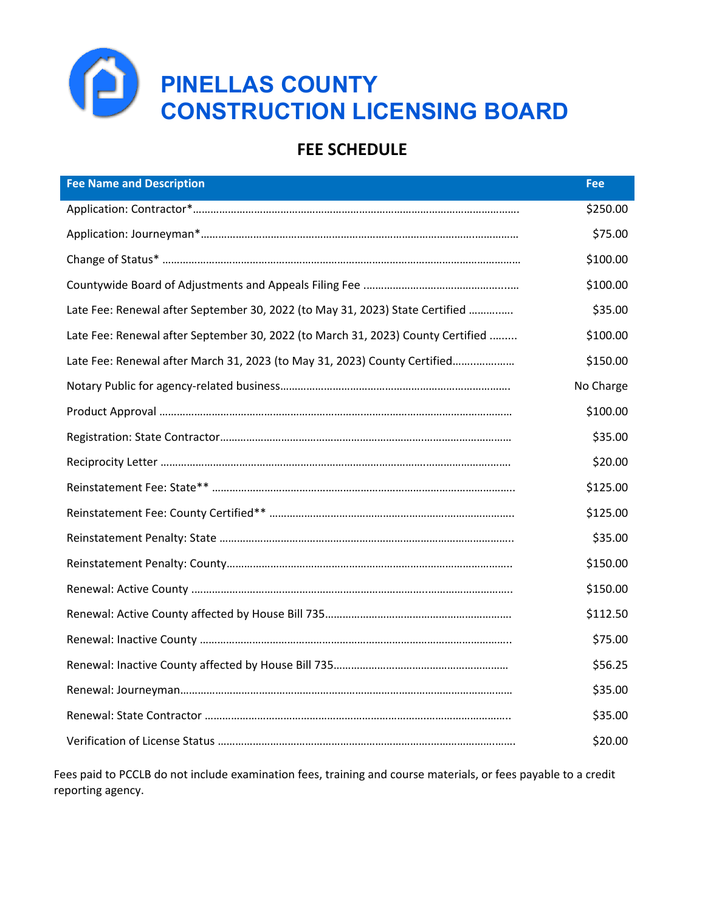# PINELLAS COUNTY CONSTRUCTION LICENSING BOARD

## FEE SCHEDULE

| Fee Name and Description | Fee |
|---|---|
| Application: Contractor* | $250.00 |
| Application: Journeyman* | $75.00 |
| Change of Status* | $100.00 |
| Countywide Board of Adjustments and Appeals Filing Fee | $100.00 |
| Late Fee: Renewal after September 30, 2022 (to May 31, 2023) State Certified | $35.00 |
| Late Fee: Renewal after September 30, 2022 (to March 31, 2023) County Certified | $100.00 |
| Late Fee: Renewal after March 31, 2023 (to May 31, 2023) County Certified | $150.00 |
| Notary Public for agency-related business | No Charge |
| Product Approval | $100.00 |
| Registration: State Contractor | $35.00 |
| Reciprocity Letter | $20.00 |
| Reinstatement Fee: State** | $125.00 |
| Reinstatement Fee: County Certified** | $125.00 |
| Reinstatement Penalty: State | $35.00 |
| Reinstatement Penalty: County | $150.00 |
| Renewal: Active County | $150.00 |
| Renewal: Active County affected by House Bill 735 | $112.50 |
| Renewal: Inactive County | $75.00 |
| Renewal: Inactive County affected by House Bill 735 | $56.25 |
| Renewal: Journeyman | $35.00 |
| Renewal: State Contractor | $35.00 |
| Verification of License Status | $20.00 |

Fees paid to PCCLB do not include examination fees, training and course materials, or fees payable to a credit reporting agency.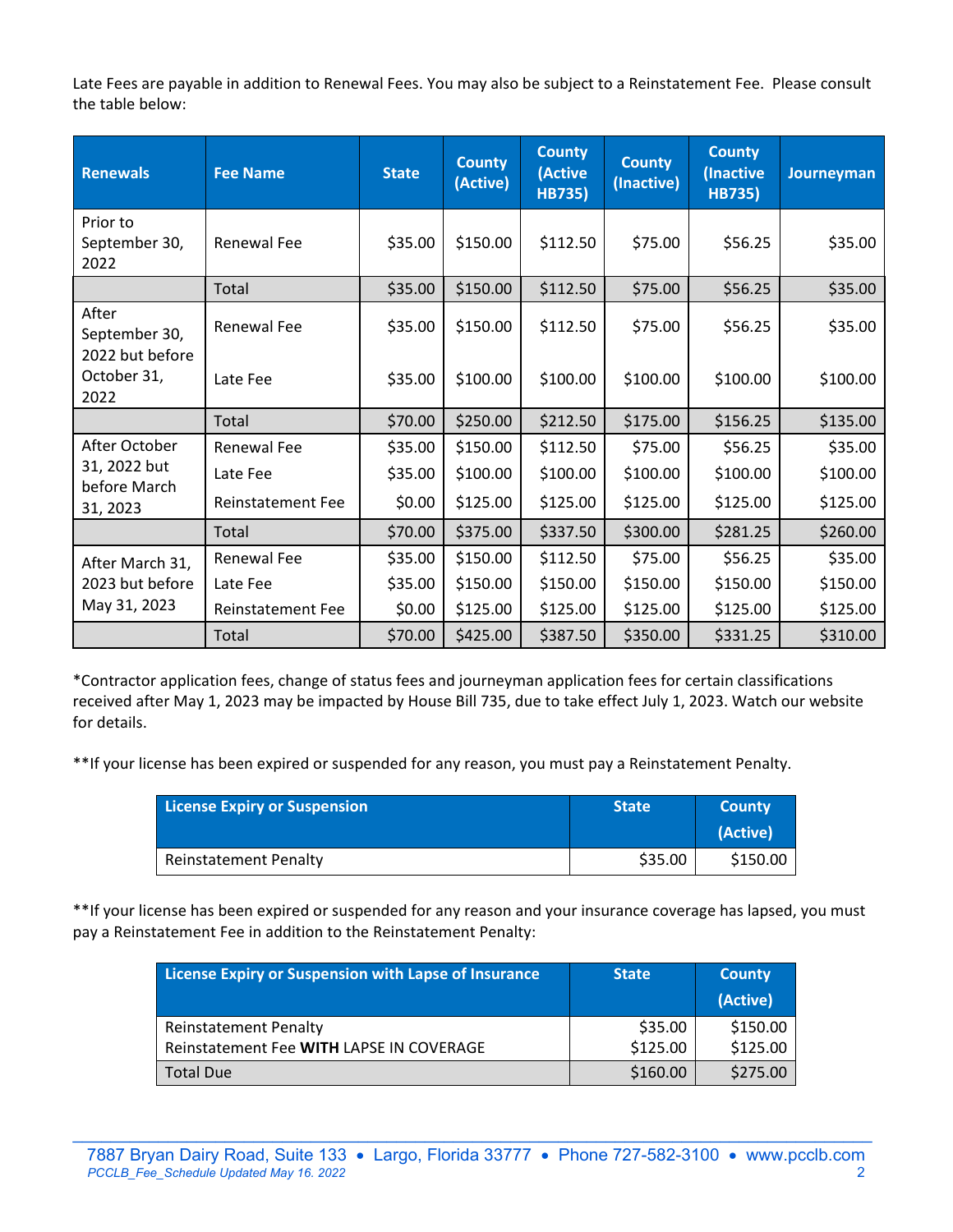Late Fees are payable in addition to Renewal Fees. You may also be subject to a Reinstatement Fee. Please consult the table below:

| Renewals | Fee Name | State | County (Active) | County (Active HB735) | County (Inactive) | County (Inactive HB735) | Journeyman |
|---|---|---|---|---|---|---|---|
| Prior to September 30, 2022 | Renewal Fee | $35.00 | $150.00 | $112.50 | $75.00 | $56.25 | $35.00 |
| | Total | $35.00 | $150.00 | $112.50 | $75.00 | $56.25 | $35.00 |
| After September 30, 2022 but before October 31, 2022 | Renewal Fee | $35.00 | $150.00 | $112.50 | $75.00 | $56.25 | $35.00 |
| | Late Fee | $35.00 | $100.00 | $100.00 | $100.00 | $100.00 | $100.00 |
| | Total | $70.00 | $250.00 | $212.50 | $175.00 | $156.25 | $135.00 |
| After October 31, 2022 but before March 31, 2023 | Renewal Fee | $35.00 | $150.00 | $112.50 | $75.00 | $56.25 | $35.00 |
| | Late Fee | $35.00 | $100.00 | $100.00 | $100.00 | $100.00 | $100.00 |
| | Reinstatement Fee | $0.00 | $125.00 | $125.00 | $125.00 | $125.00 | $125.00 |
| | Total | $70.00 | $375.00 | $337.50 | $300.00 | $281.25 | $260.00 |
| After March 31, 2023 but before May 31, 2023 | Renewal Fee | $35.00 | $150.00 | $112.50 | $75.00 | $56.25 | $35.00 |
| | Late Fee | $35.00 | $150.00 | $150.00 | $150.00 | $150.00 | $150.00 |
| | Reinstatement Fee | $0.00 | $125.00 | $125.00 | $125.00 | $125.00 | $125.00 |
| | Total | $70.00 | $425.00 | $387.50 | $350.00 | $331.25 | $310.00 |

*Contractor application fees, change of status fees and journeyman application fees for certain classifications received after May 1, 2023 may be impacted by House Bill 735, due to take effect July 1, 2023. Watch our website for details.

**If your license has been expired or suspended for any reason, you must pay a Reinstatement Penalty.

| License Expiry or Suspension | State | County (Active) |
|---|---|---|
| Reinstatement Penalty | $35.00 | $150.00 |

**If your license has been expired or suspended for any reason and your insurance coverage has lapsed, you must pay a Reinstatement Fee in addition to the Reinstatement Penalty:

| License Expiry or Suspension with Lapse of Insurance | State | County (Active) |
|---|---|---|
| Reinstatement Penalty | $35.00 | $150.00 |
| Reinstatement Fee **WITH** LAPSE IN COVERAGE | $125.00 | $125.00 |
| Total Due | $160.00 | $275.00 |

7887 Bryan Dairy Road, Suite 133 • Largo, Florida 33777 • Phone 727-582-3100 • www.pcclb.com

*PCCLB_Fee_Schedule Updated May 16. 2022*